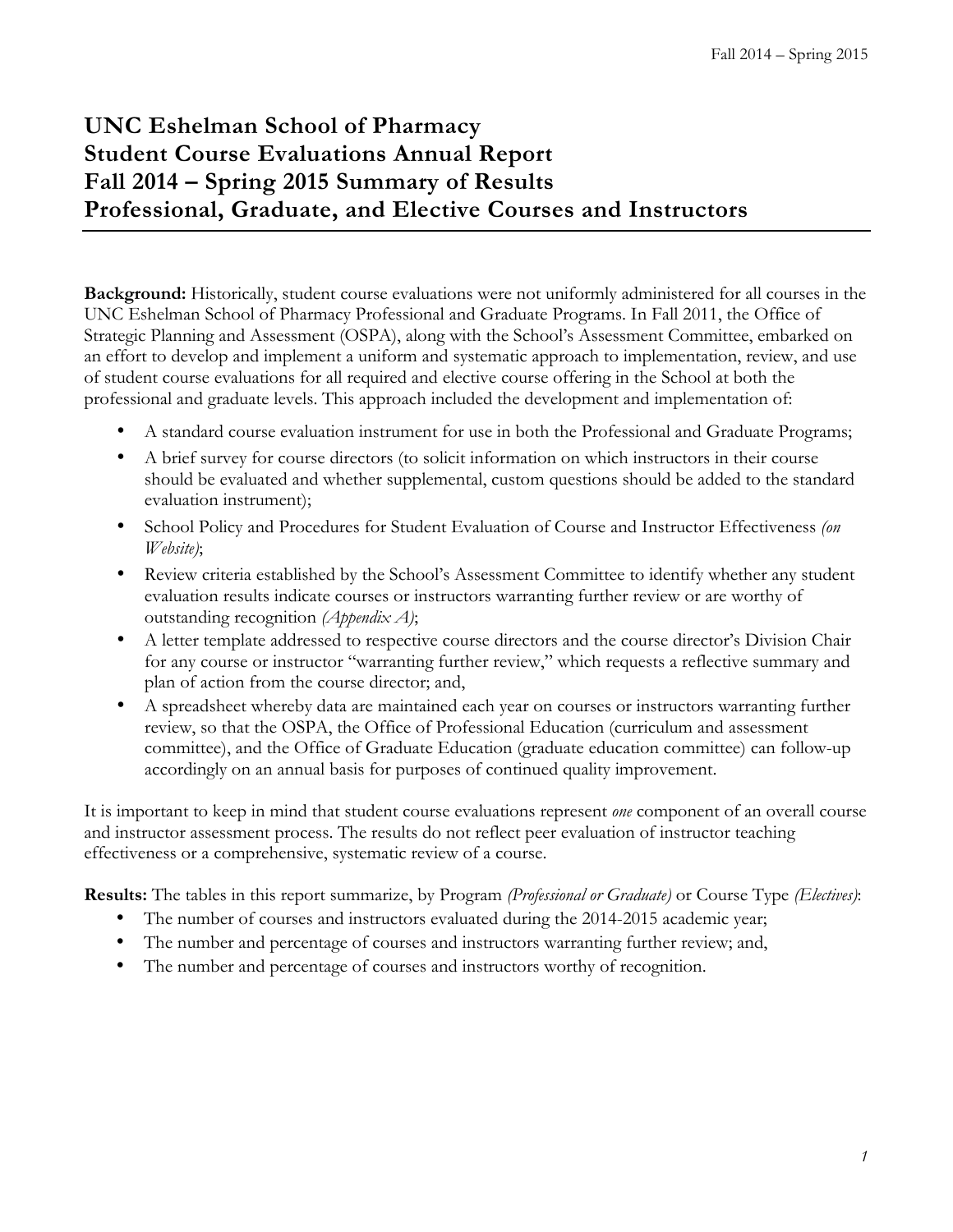# UNC Eshelman School of Pharmacy
# Student Course Evaluations Annual Report
# Fall 2014 – Spring 2015 Summary of Results
# Professional, Graduate, and Elective Courses and Instructors

**Background:** Historically, student course evaluations were not uniformly administered for all courses in the UNC Eshelman School of Pharmacy Professional and Graduate Programs. In Fall 2011, the Office of Strategic Planning and Assessment (OSPA), along with the School's Assessment Committee, embarked on an effort to develop and implement a uniform and systematic approach to implementation, review, and use of student course evaluations for all required and elective course offering in the School at both the professional and graduate levels. This approach included the development and implementation of:

- A standard course evaluation instrument for use in both the Professional and Graduate Programs;
- A brief survey for course directors (to solicit information on which instructors in their course should be evaluated and whether supplemental, custom questions should be added to the standard evaluation instrument);
- School Policy and Procedures for Student Evaluation of Course and Instructor Effectiveness *(on Website)*;
- Review criteria established by the School's Assessment Committee to identify whether any student evaluation results indicate courses or instructors warranting further review or are worthy of outstanding recognition *(Appendix A)*;
- A letter template addressed to respective course directors and the course director's Division Chair for any course or instructor "warranting further review," which requests a reflective summary and plan of action from the course director; and,
- A spreadsheet whereby data are maintained each year on courses or instructors warranting further review, so that the OSPA, the Office of Professional Education (curriculum and assessment committee), and the Office of Graduate Education (graduate education committee) can follow-up accordingly on an annual basis for purposes of continued quality improvement.

It is important to keep in mind that student course evaluations represent *one* component of an overall course and instructor assessment process. The results do not reflect peer evaluation of instructor teaching effectiveness or a comprehensive, systematic review of a course.

**Results:** The tables in this report summarize, by Program *(Professional or Graduate)* or Course Type *(Electives)*:

- The number of courses and instructors evaluated during the 2014-2015 academic year;
- The number and percentage of courses and instructors warranting further review; and,
- The number and percentage of courses and instructors worthy of recognition.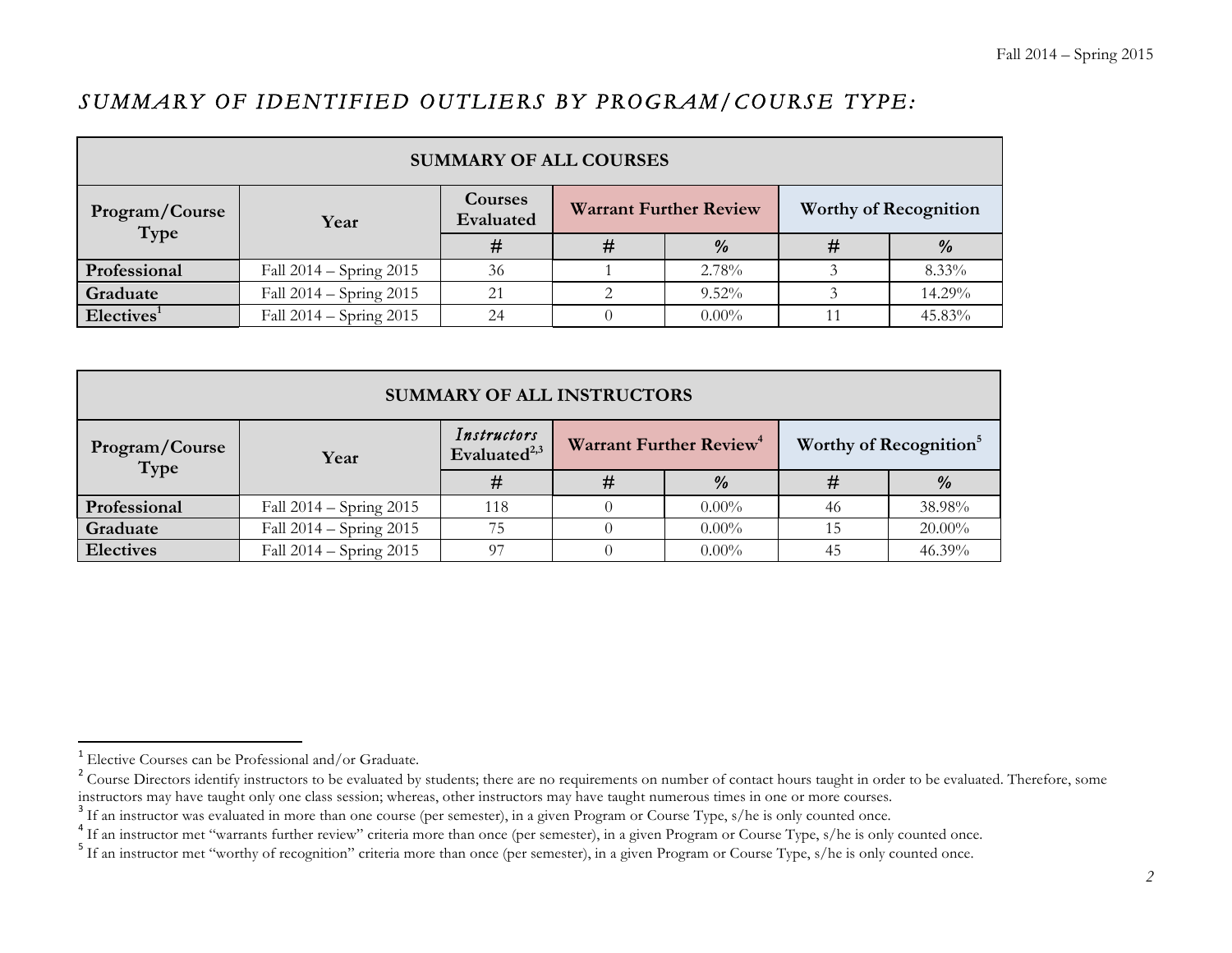## *SUMMARY OF IDENTIFIED OUTLIERS BY PROGRAM/COURSE TYPE:*

| SUMMARY OF ALL COURSES | | | | | | |
|---|---|---|---|---|---|---|
| **Program/Course Type** | **Year** | **Courses Evaluated** | **Warrant Further Review** | | **Worthy of Recognition** | |
| | | **#** | **#** | **%** | **#** | **%** |
| **Professional** | Fall 2014 – Spring 2015 | 36 | 1 | 2.78% | 3 | 8.33% |
| **Graduate** | Fall 2014 – Spring 2015 | 21 | 2 | 9.52% | 3 | 14.29% |
| **Electives**[1] | Fall 2014 – Spring 2015 | 24 | 0 | 0.00% | 11 | 45.83% |

| SUMMARY OF ALL INSTRUCTORS | | | | | | |
|---|---|---|---|---|---|---|
| **Program/Course Type** | **Year** | ***Instructors* Evaluated**[2,3] | **Warrant Further Review**[4] | | **Worthy of Recognition**[5] | |
| | | **#** | **#** | **%** | **#** | **%** |
| **Professional** | Fall 2014 – Spring 2015 | 118 | 0 | 0.00% | 46 | 38.98% |
| **Graduate** | Fall 2014 – Spring 2015 | 75 | 0 | 0.00% | 15 | 20.00% |
| **Electives** | Fall 2014 – Spring 2015 | 97 | 0 | 0.00% | 45 | 46.39% |

[1] Elective Courses can be Professional and/or Graduate.

[2] Course Directors identify instructors to be evaluated by students; there are no requirements on number of contact hours taught in order to be evaluated. Therefore, some instructors may have taught only one class session; whereas, other instructors may have taught numerous times in one or more courses.

[3] If an instructor was evaluated in more than one course (per semester), in a given Program or Course Type, s/he is only counted once.

[4] If an instructor met "warrants further review" criteria more than once (per semester), in a given Program or Course Type, s/he is only counted once.

[5] If an instructor met "worthy of recognition" criteria more than once (per semester), in a given Program or Course Type, s/he is only counted once.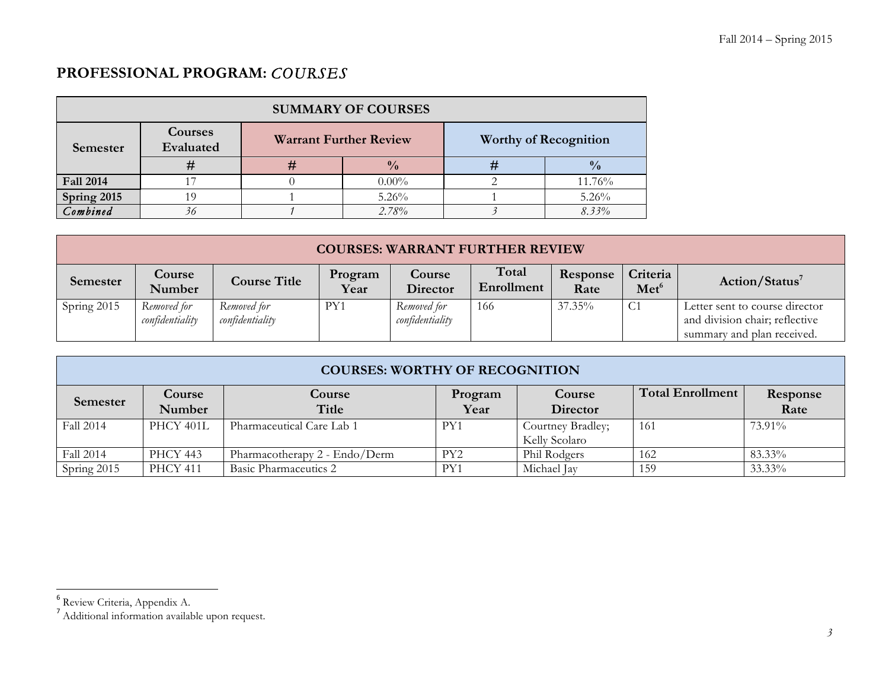## PROFESSIONAL PROGRAM: *COURSES*

| SUMMARY OF COURSES | | | | | |
|---|---|---|---|---|---|
| Semester | Courses Evaluated | Warrant Further Review | | Worthy of Recognition | |
| | # | # | % | # | % |
| **Fall 2014** | 17 | 0 | 0.00% | 2 | 11.76% |
| **Spring 2015** | 19 | 1 | 5.26% | 1 | 5.26% |
| ***Combined*** | *36* | *1* | *2.78%* | *3* | *8.33%* |

**COURSES: WARRANT FURTHER REVIEW**

| Semester | Course Number | Course Title | Program Year | Course Director | Total Enrollment | Response Rate | Criteria Met[6] | Action/Status[7] |
|---|---|---|---|---|---|---|---|---|
| Spring 2015 | *Removed for confidentiality* | *Removed for confidentiality* | PY1 | *Removed for confidentiality* | 166 | 37.35% | C1 | Letter sent to course director and division chair; reflective summary and plan received. |

**COURSES: WORTHY OF RECOGNITION**

| Semester | Course Number | Course Title | Program Year | Course Director | Total Enrollment | Response Rate |
|---|---|---|---|---|---|---|
| Fall 2014 | PHCY 401L | Pharmaceutical Care Lab 1 | PY1 | Courtney Bradley; Kelly Scolaro | 161 | 73.91% |
| Fall 2014 | PHCY 443 | Pharmacotherapy 2 - Endo/Derm | PY2 | Phil Rodgers | 162 | 83.33% |
| Spring 2015 | PHCY 411 | Basic Pharmaceutics 2 | PY1 | Michael Jay | 159 | 33.33% |

[6] Review Criteria, Appendix A.

[7] Additional information available upon request.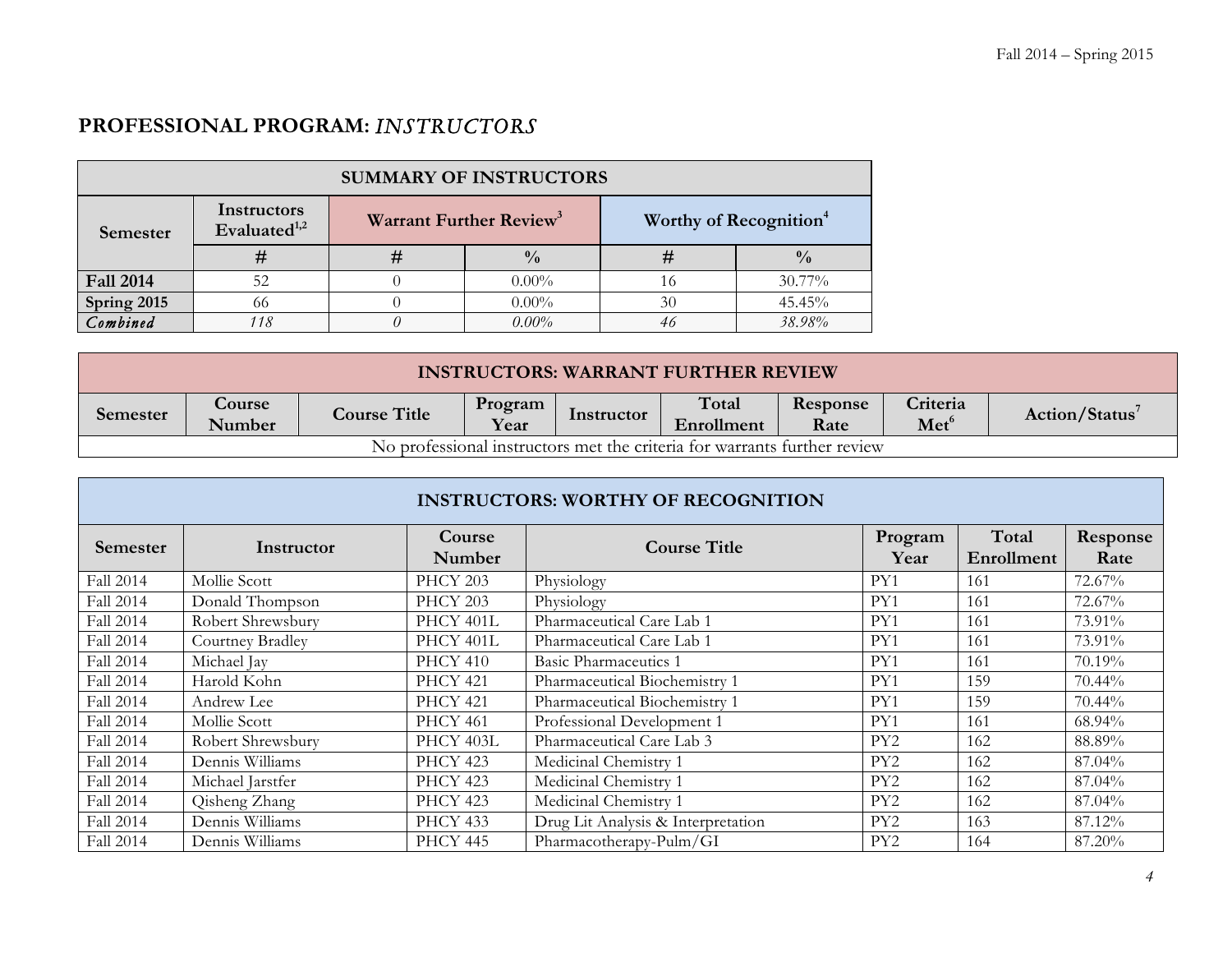## PROFESSIONAL PROGRAM: *INSTRUCTORS*

| SUMMARY OF INSTRUCTORS | | | | | |
|---|---|---|---|---|---|
| Semester | Instructors Evaluated[1,2] | Warrant Further Review[3] | | Worthy of Recognition[4] | |
| | # | # | % | # | % |
| **Fall 2014** | 52 | 0 | 0.00% | 16 | 30.77% |
| **Spring 2015** | 66 | 0 | 0.00% | 30 | 45.45% |
| ***Combined*** | *118* | *0* | *0.00%* | *46* | *38.98%* |

| INSTRUCTORS: WARRANT FURTHER REVIEW | | | | | | | | |
|---|---|---|---|---|---|---|---|---|
| Semester | Course Number | Course Title | Program Year | Instructor | Total Enrollment | Response Rate | Criteria Met[6] | Action/Status[7] |
| No professional instructors met the criteria for warrants further review | | | | | | | | |

| INSTRUCTORS: WORTHY OF RECOGNITION | | | | | | |
|---|---|---|---|---|---|---|
| Semester | Instructor | Course Number | Course Title | Program Year | Total Enrollment | Response Rate |
| Fall 2014 | Mollie Scott | PHCY 203 | Physiology | PY1 | 161 | 72.67% |
| Fall 2014 | Donald Thompson | PHCY 203 | Physiology | PY1 | 161 | 72.67% |
| Fall 2014 | Robert Shrewsbury | PHCY 401L | Pharmaceutical Care Lab 1 | PY1 | 161 | 73.91% |
| Fall 2014 | Courtney Bradley | PHCY 401L | Pharmaceutical Care Lab 1 | PY1 | 161 | 73.91% |
| Fall 2014 | Michael Jay | PHCY 410 | Basic Pharmaceutics 1 | PY1 | 161 | 70.19% |
| Fall 2014 | Harold Kohn | PHCY 421 | Pharmaceutical Biochemistry 1 | PY1 | 159 | 70.44% |
| Fall 2014 | Andrew Lee | PHCY 421 | Pharmaceutical Biochemistry 1 | PY1 | 159 | 70.44% |
| Fall 2014 | Mollie Scott | PHCY 461 | Professional Development 1 | PY1 | 161 | 68.94% |
| Fall 2014 | Robert Shrewsbury | PHCY 403L | Pharmaceutical Care Lab 3 | PY2 | 162 | 88.89% |
| Fall 2014 | Dennis Williams | PHCY 423 | Medicinal Chemistry 1 | PY2 | 162 | 87.04% |
| Fall 2014 | Michael Jarstfer | PHCY 423 | Medicinal Chemistry 1 | PY2 | 162 | 87.04% |
| Fall 2014 | Qisheng Zhang | PHCY 423 | Medicinal Chemistry 1 | PY2 | 162 | 87.04% |
| Fall 2014 | Dennis Williams | PHCY 433 | Drug Lit Analysis & Interpretation | PY2 | 163 | 87.12% |
| Fall 2014 | Dennis Williams | PHCY 445 | Pharmacotherapy-Pulm/GI | PY2 | 164 | 87.20% |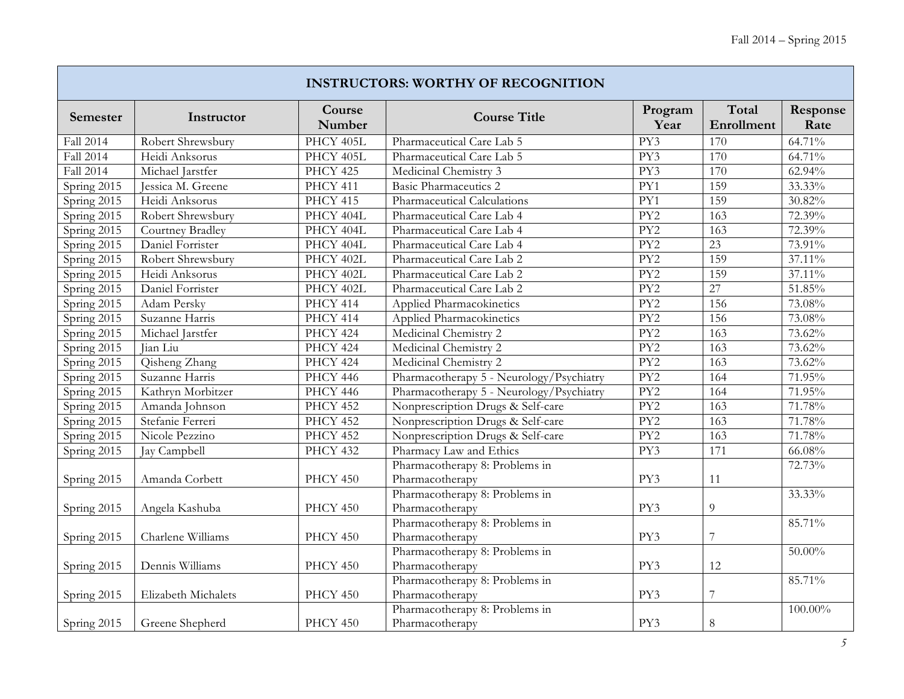| INSTRUCTORS: WORTHY OF RECOGNITION | | | | | | |
|---|---|---|---|---|---|---|
| **Semester** | **Instructor** | **Course Number** | **Course Title** | **Program Year** | **Total Enrollment** | **Response Rate** |
| Fall 2014 | Robert Shrewsbury | PHCY 405L | Pharmaceutical Care Lab 5 | PY3 | 170 | 64.71% |
| Fall 2014 | Heidi Anksorus | PHCY 405L | Pharmaceutical Care Lab 5 | PY3 | 170 | 64.71% |
| Fall 2014 | Michael Jarstfer | PHCY 425 | Medicinal Chemistry 3 | PY3 | 170 | 62.94% |
| Spring 2015 | Jessica M. Greene | PHCY 411 | Basic Pharmaceutics 2 | PY1 | 159 | 33.33% |
| Spring 2015 | Heidi Anksorus | PHCY 415 | Pharmaceutical Calculations | PY1 | 159 | 30.82% |
| Spring 2015 | Robert Shrewsbury | PHCY 404L | Pharmaceutical Care Lab 4 | PY2 | 163 | 72.39% |
| Spring 2015 | Courtney Bradley | PHCY 404L | Pharmaceutical Care Lab 4 | PY2 | 163 | 72.39% |
| Spring 2015 | Daniel Forrister | PHCY 404L | Pharmaceutical Care Lab 4 | PY2 | 23 | 73.91% |
| Spring 2015 | Robert Shrewsbury | PHCY 402L | Pharmaceutical Care Lab 2 | PY2 | 159 | 37.11% |
| Spring 2015 | Heidi Anksorus | PHCY 402L | Pharmaceutical Care Lab 2 | PY2 | 159 | 37.11% |
| Spring 2015 | Daniel Forrister | PHCY 402L | Pharmaceutical Care Lab 2 | PY2 | 27 | 51.85% |
| Spring 2015 | Adam Persky | PHCY 414 | Applied Pharmacokinetics | PY2 | 156 | 73.08% |
| Spring 2015 | Suzanne Harris | PHCY 414 | Applied Pharmacokinetics | PY2 | 156 | 73.08% |
| Spring 2015 | Michael Jarstfer | PHCY 424 | Medicinal Chemistry 2 | PY2 | 163 | 73.62% |
| Spring 2015 | Jian Liu | PHCY 424 | Medicinal Chemistry 2 | PY2 | 163 | 73.62% |
| Spring 2015 | Qisheng Zhang | PHCY 424 | Medicinal Chemistry 2 | PY2 | 163 | 73.62% |
| Spring 2015 | Suzanne Harris | PHCY 446 | Pharmacotherapy 5 - Neurology/Psychiatry | PY2 | 164 | 71.95% |
| Spring 2015 | Kathryn Morbitzer | PHCY 446 | Pharmacotherapy 5 - Neurology/Psychiatry | PY2 | 164 | 71.95% |
| Spring 2015 | Amanda Johnson | PHCY 452 | Nonprescription Drugs & Self-care | PY2 | 163 | 71.78% |
| Spring 2015 | Stefanie Ferreri | PHCY 452 | Nonprescription Drugs & Self-care | PY2 | 163 | 71.78% |
| Spring 2015 | Nicole Pezzino | PHCY 452 | Nonprescription Drugs & Self-care | PY2 | 163 | 71.78% |
| Spring 2015 | Jay Campbell | PHCY 432 | Pharmacy Law and Ethics | PY3 | 171 | 66.08% |
| Spring 2015 | Amanda Corbett | PHCY 450 | Pharmacotherapy 8: Problems in Pharmacotherapy | PY3 | 11 | 72.73% |
| Spring 2015 | Angela Kashuba | PHCY 450 | Pharmacotherapy 8: Problems in Pharmacotherapy | PY3 | 9 | 33.33% |
| Spring 2015 | Charlene Williams | PHCY 450 | Pharmacotherapy 8: Problems in Pharmacotherapy | PY3 | 7 | 85.71% |
| Spring 2015 | Dennis Williams | PHCY 450 | Pharmacotherapy 8: Problems in Pharmacotherapy | PY3 | 12 | 50.00% |
| Spring 2015 | Elizabeth Michalets | PHCY 450 | Pharmacotherapy 8: Problems in Pharmacotherapy | PY3 | 7 | 85.71% |
| Spring 2015 | Greene Shepherd | PHCY 450 | Pharmacotherapy 8: Problems in Pharmacotherapy | PY3 | 8 | 100.00% |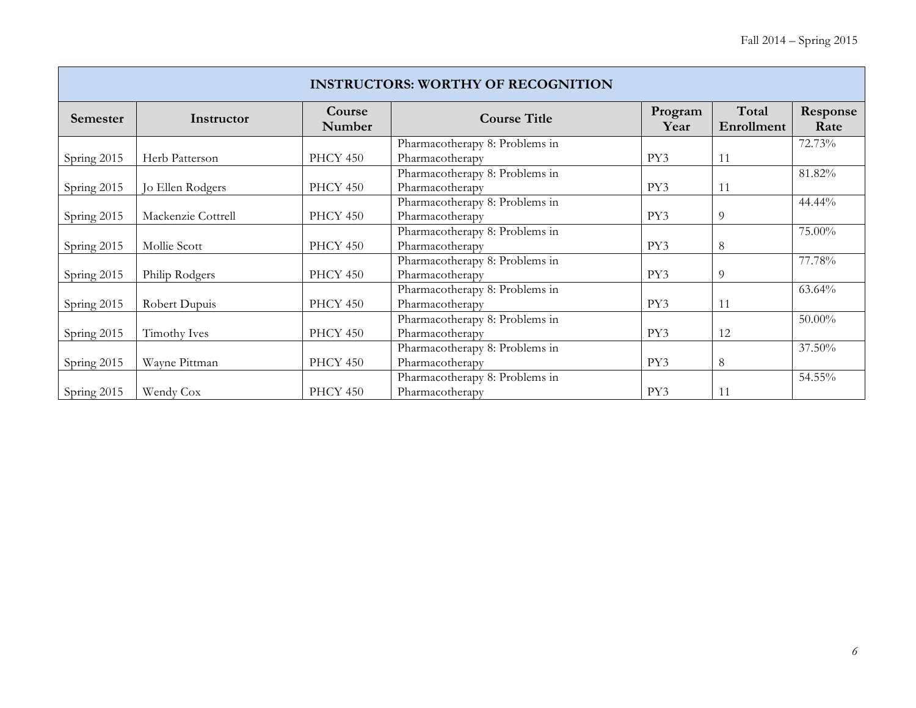| INSTRUCTORS: WORTHY OF RECOGNITION | | | | | | |
|---|---|---|---|---|---|---|
| **Semester** | **Instructor** | **Course Number** | **Course Title** | **Program Year** | **Total Enrollment** | **Response Rate** |
| Spring 2015 | Herb Patterson | PHCY 450 | Pharmacotherapy 8: Problems in Pharmacotherapy | PY3 | 11 | 72.73% |
| Spring 2015 | Jo Ellen Rodgers | PHCY 450 | Pharmacotherapy 8: Problems in Pharmacotherapy | PY3 | 11 | 81.82% |
| Spring 2015 | Mackenzie Cottrell | PHCY 450 | Pharmacotherapy 8: Problems in Pharmacotherapy | PY3 | 9 | 44.44% |
| Spring 2015 | Mollie Scott | PHCY 450 | Pharmacotherapy 8: Problems in Pharmacotherapy | PY3 | 8 | 75.00% |
| Spring 2015 | Philip Rodgers | PHCY 450 | Pharmacotherapy 8: Problems in Pharmacotherapy | PY3 | 9 | 77.78% |
| Spring 2015 | Robert Dupuis | PHCY 450 | Pharmacotherapy 8: Problems in Pharmacotherapy | PY3 | 11 | 63.64% |
| Spring 2015 | Timothy Ives | PHCY 450 | Pharmacotherapy 8: Problems in Pharmacotherapy | PY3 | 12 | 50.00% |
| Spring 2015 | Wayne Pittman | PHCY 450 | Pharmacotherapy 8: Problems in Pharmacotherapy | PY3 | 8 | 37.50% |
| Spring 2015 | Wendy Cox | PHCY 450 | Pharmacotherapy 8: Problems in Pharmacotherapy | PY3 | 11 | 54.55% |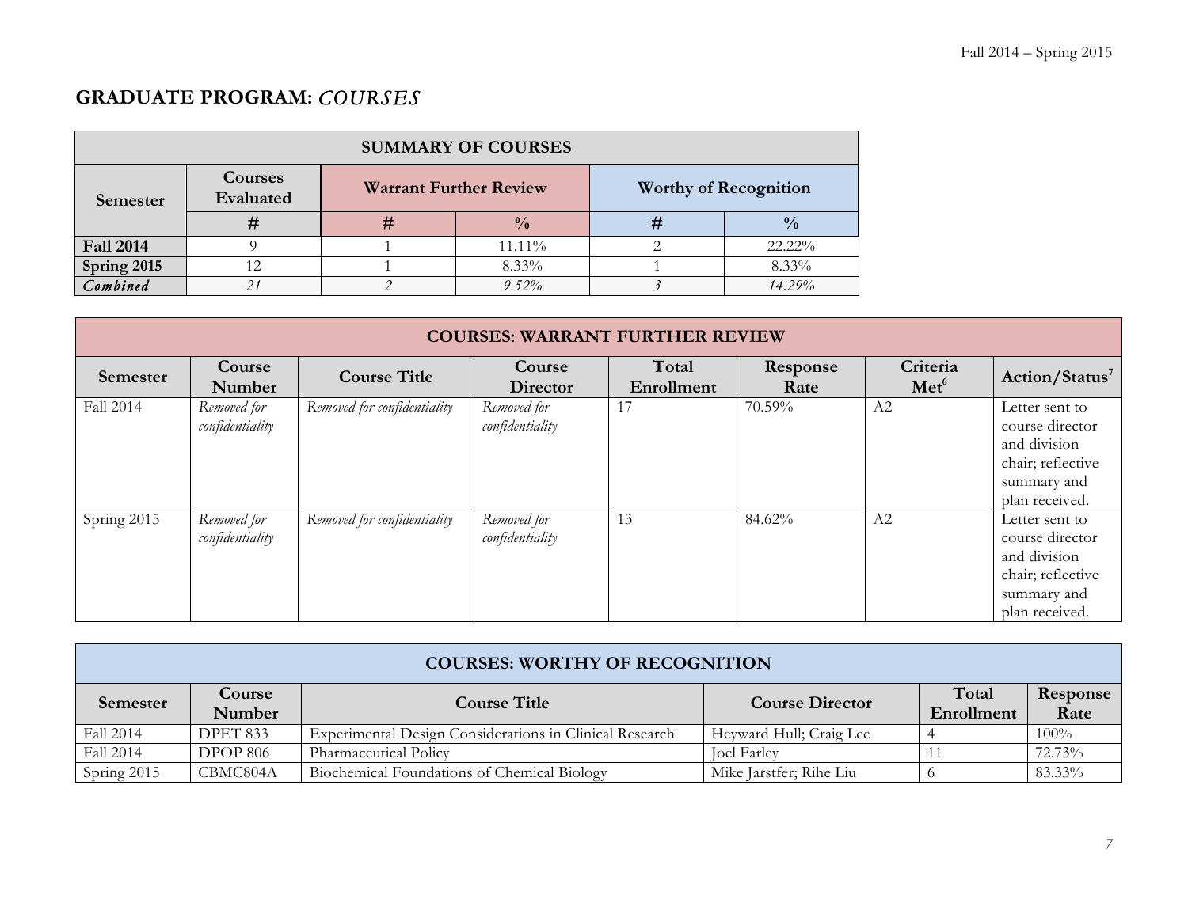## GRADUATE PROGRAM: *COURSES*

| SUMMARY OF COURSES | | | | | |
|---|---|---|---|---|---|
| **Semester** | **Courses Evaluated** | **Warrant Further Review** | | **Worthy of Recognition** | |
| | **#** | **#** | **%** | **#** | **%** |
| **Fall 2014** | 9 | 1 | 11.11% | 2 | 22.22% |
| **Spring 2015** | 12 | 1 | 8.33% | 1 | 8.33% |
| ***Combined*** | *21* | *2* | *9.52%* | *3* | *14.29%* |

| COURSES: WARRANT FURTHER REVIEW | | | | | | | |
|---|---|---|---|---|---|---|---|
| **Semester** | **Course Number** | **Course Title** | **Course Director** | **Total Enrollment** | **Response Rate** | **Criteria Met**[6] | **Action/Status**[7] |
| Fall 2014 | *Removed for confidentiality* | *Removed for confidentiality* | *Removed for confidentiality* | 17 | 70.59% | A2 | Letter sent to course director and division chair; reflective summary and plan received. |
| Spring 2015 | *Removed for confidentiality* | *Removed for confidentiality* | *Removed for confidentiality* | 13 | 84.62% | A2 | Letter sent to course director and division chair; reflective summary and plan received. |

| COURSES: WORTHY OF RECOGNITION | | | | | |
|---|---|---|---|---|---|
| **Semester** | **Course Number** | **Course Title** | **Course Director** | **Total Enrollment** | **Response Rate** |
| Fall 2014 | DPET 833 | Experimental Design Considerations in Clinical Research | Heyward Hull; Craig Lee | 4 | 100% |
| Fall 2014 | DPOP 806 | Pharmaceutical Policy | Joel Farley | 11 | 72.73% |
| Spring 2015 | CBMC804A | Biochemical Foundations of Chemical Biology | Mike Jarstfer; Rihe Liu | 6 | 83.33% |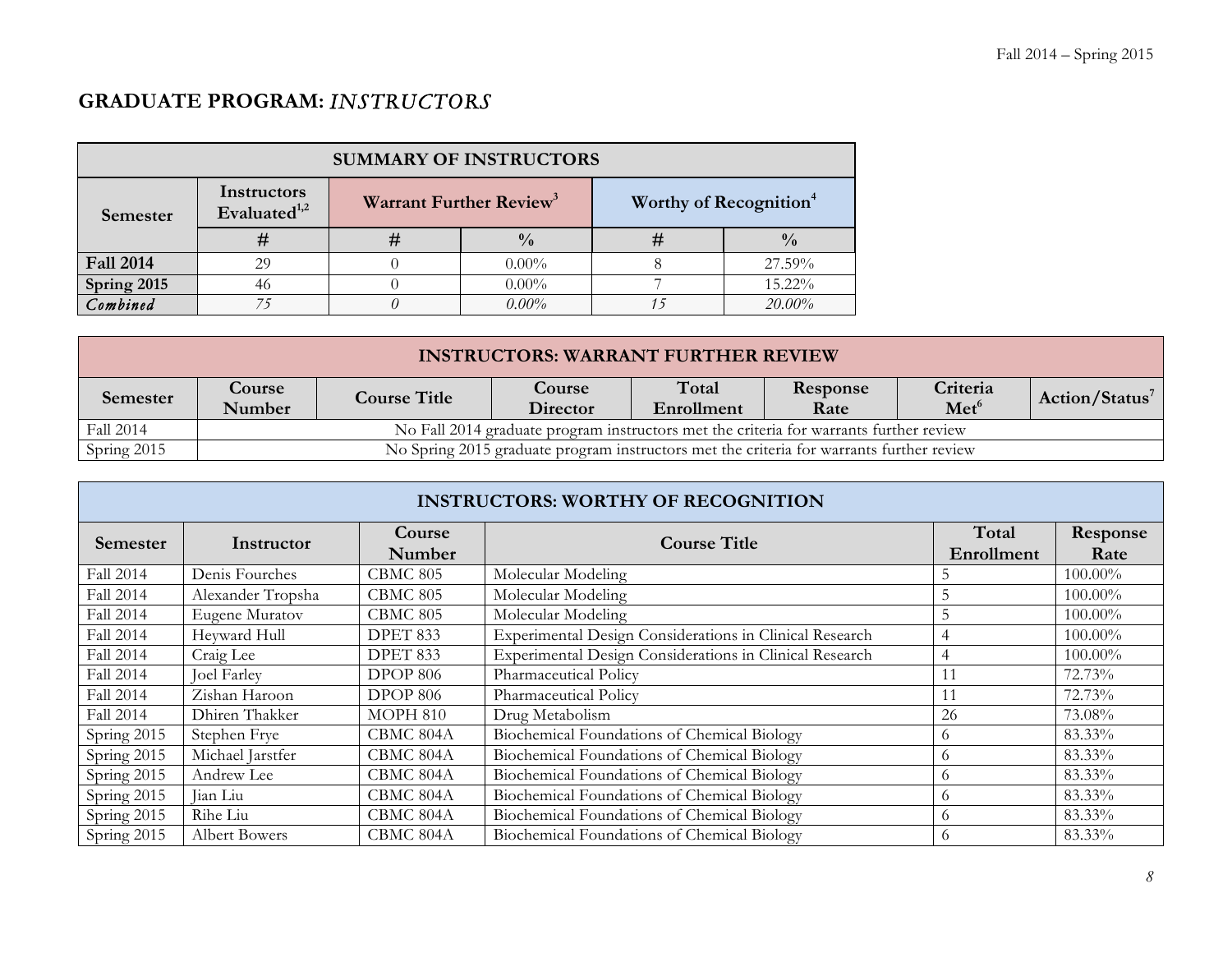## GRADUATE PROGRAM: *INSTRUCTORS*

| SUMMARY OF INSTRUCTORS | | | | | |
|---|---|---|---|---|---|
| Semester | Instructors Evaluated[1,2] | Warrant Further Review[3] | | Worthy of Recognition[4] | |
| | # | # | % | # | % |
| **Fall 2014** | 29 | 0 | 0.00% | 8 | 27.59% |
| **Spring 2015** | 46 | 0 | 0.00% | 7 | 15.22% |
| ***Combined*** | *75* | *0* | *0.00%* | *15* | *20.00%* |

| INSTRUCTORS: WARRANT FURTHER REVIEW | | | | | | | |
|---|---|---|---|---|---|---|---|
| Semester | Course Number | Course Title | Course Director | Total Enrollment | Response Rate | Criteria Met[6] | Action/Status[7] |
| Fall 2014 | No Fall 2014 graduate program instructors met the criteria for warrants further review | | | | | | |
| Spring 2015 | No Spring 2015 graduate program instructors met the criteria for warrants further review | | | | | | |

| INSTRUCTORS: WORTHY OF RECOGNITION | | | | | |
|---|---|---|---|---|---|
| Semester | Instructor | Course Number | Course Title | Total Enrollment | Response Rate |
| Fall 2014 | Denis Fourches | CBMC 805 | Molecular Modeling | 5 | 100.00% |
| Fall 2014 | Alexander Tropsha | CBMC 805 | Molecular Modeling | 5 | 100.00% |
| Fall 2014 | Eugene Muratov | CBMC 805 | Molecular Modeling | 5 | 100.00% |
| Fall 2014 | Heyward Hull | DPET 833 | Experimental Design Considerations in Clinical Research | 4 | 100.00% |
| Fall 2014 | Craig Lee | DPET 833 | Experimental Design Considerations in Clinical Research | 4 | 100.00% |
| Fall 2014 | Joel Farley | DPOP 806 | Pharmaceutical Policy | 11 | 72.73% |
| Fall 2014 | Zishan Haroon | DPOP 806 | Pharmaceutical Policy | 11 | 72.73% |
| Fall 2014 | Dhiren Thakker | MOPH 810 | Drug Metabolism | 26 | 73.08% |
| Spring 2015 | Stephen Frye | CBMC 804A | Biochemical Foundations of Chemical Biology | 6 | 83.33% |
| Spring 2015 | Michael Jarstfer | CBMC 804A | Biochemical Foundations of Chemical Biology | 6 | 83.33% |
| Spring 2015 | Andrew Lee | CBMC 804A | Biochemical Foundations of Chemical Biology | 6 | 83.33% |
| Spring 2015 | Jian Liu | CBMC 804A | Biochemical Foundations of Chemical Biology | 6 | 83.33% |
| Spring 2015 | Rihe Liu | CBMC 804A | Biochemical Foundations of Chemical Biology | 6 | 83.33% |
| Spring 2015 | Albert Bowers | CBMC 804A | Biochemical Foundations of Chemical Biology | 6 | 83.33% |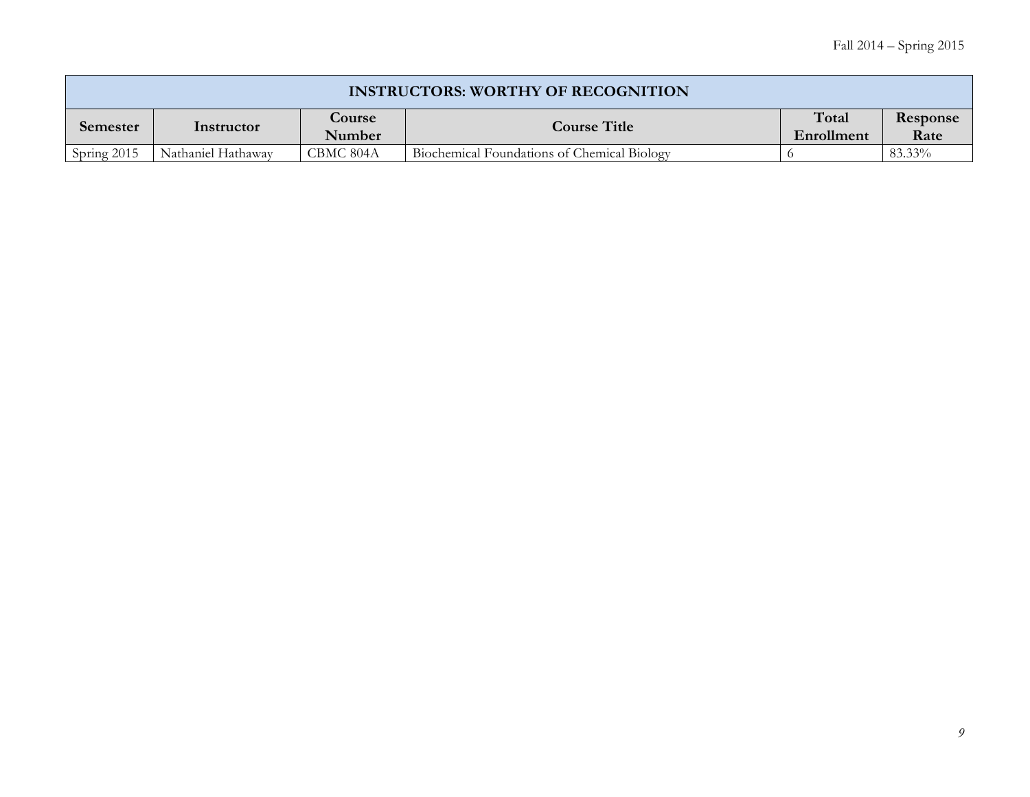| INSTRUCTORS: WORTHY OF RECOGNITION | | | | | |
|---|---|---|---|---|---|
| **Semester** | **Instructor** | **Course Number** | **Course Title** | **Total Enrollment** | **Response Rate** |
| Spring 2015 | Nathaniel Hathaway | CBMC 804A | Biochemical Foundations of Chemical Biology | 6 | 83.33% |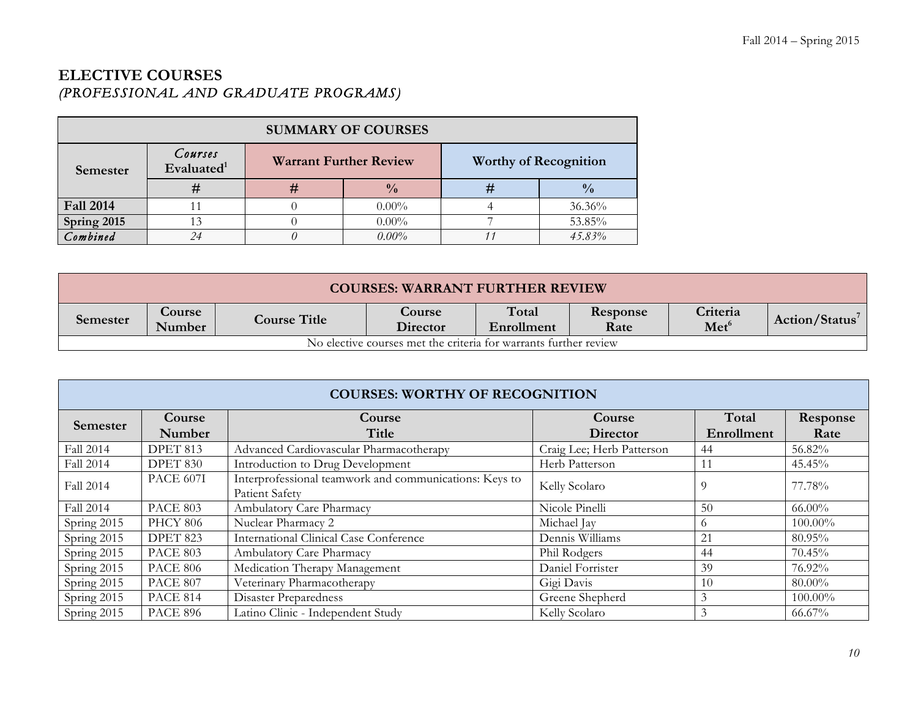# ELECTIVE COURSES

*(PROFESSIONAL AND GRADUATE PROGRAMS)*

| SUMMARY OF COURSES | | | | | |
|---|---|---|---|---|---|
| **Semester** | ***Courses* Evaluated[1]** | **Warrant Further Review** | | **Worthy of Recognition** | |
| | **#** | **#** | **%** | **#** | **%** |
| **Fall 2014** | 11 | 0 | 0.00% | 4 | 36.36% |
| **Spring 2015** | 13 | 0 | 0.00% | 7 | 53.85% |
| ***Combined*** | *24* | *0* | *0.00%* | *11* | *45.83%* |

| COURSES: WARRANT FURTHER REVIEW | | | | | | | |
|---|---|---|---|---|---|---|---|
| **Semester** | **Course Number** | **Course Title** | **Course Director** | **Total Enrollment** | **Response Rate** | **Criteria Met[6]** | **Action/Status[7]** |
| No elective courses met the criteria for warrants further review | | | | | | | |

| COURSES: WORTHY OF RECOGNITION | | | | | |
|---|---|---|---|---|---|
| **Semester** | **Course Number** | **Course Title** | **Course Director** | **Total Enrollment** | **Response Rate** |
| Fall 2014 | DPET 813 | Advanced Cardiovascular Pharmacotherapy | Craig Lee; Herb Patterson | 44 | 56.82% |
| Fall 2014 | DPET 830 | Introduction to Drug Development | Herb Patterson | 11 | 45.45% |
| Fall 2014 | PACE 607I | Interprofessional teamwork and communications: Keys to Patient Safety | Kelly Scolaro | 9 | 77.78% |
| Fall 2014 | PACE 803 | Ambulatory Care Pharmacy | Nicole Pinelli | 50 | 66.00% |
| Spring 2015 | PHCY 806 | Nuclear Pharmacy 2 | Michael Jay | 6 | 100.00% |
| Spring 2015 | DPET 823 | International Clinical Case Conference | Dennis Williams | 21 | 80.95% |
| Spring 2015 | PACE 803 | Ambulatory Care Pharmacy | Phil Rodgers | 44 | 70.45% |
| Spring 2015 | PACE 806 | Medication Therapy Management | Daniel Forrister | 39 | 76.92% |
| Spring 2015 | PACE 807 | Veterinary Pharmacotherapy | Gigi Davis | 10 | 80.00% |
| Spring 2015 | PACE 814 | Disaster Preparedness | Greene Shepherd | 3 | 100.00% |
| Spring 2015 | PACE 896 | Latino Clinic - Independent Study | Kelly Scolaro | 3 | 66.67% |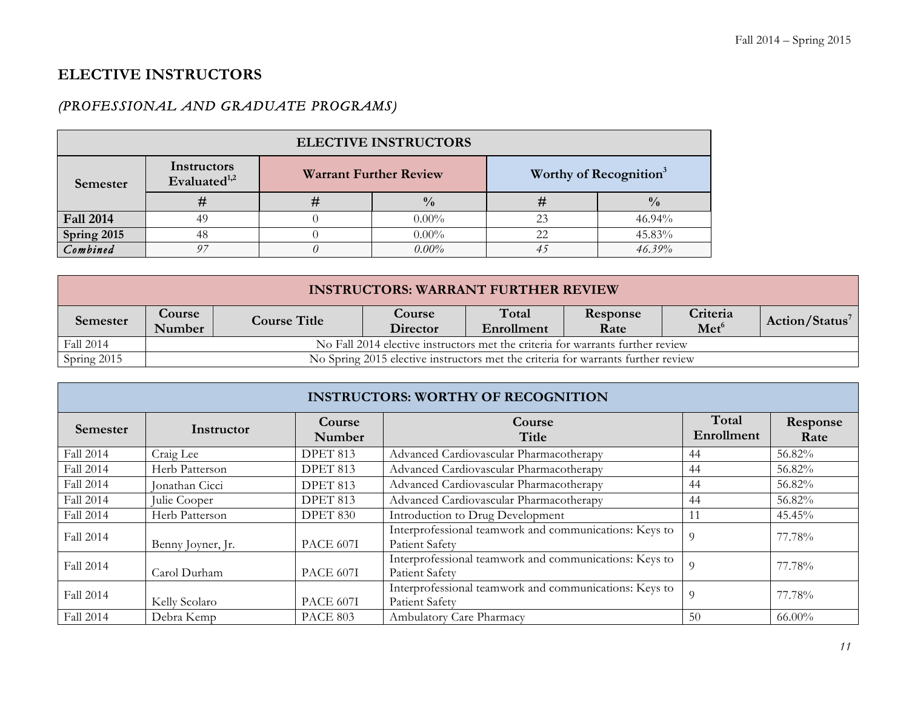## ELECTIVE INSTRUCTORS

### *(PROFESSIONAL AND GRADUATE PROGRAMS)*

| ELECTIVE INSTRUCTORS | | | | | |
|---|---|---|---|---|---|
| Semester | Instructors Evaluated[1,2] | Warrant Further Review | | Worthy of Recognition[3] | |
| | # | # | % | # | % |
| **Fall 2014** | 49 | 0 | 0.00% | 23 | 46.94% |
| **Spring 2015** | 48 | 0 | 0.00% | 22 | 45.83% |
| ***Combined*** | *97* | *0* | *0.00%* | *45* | *46.39%* |

| INSTRUCTORS: WARRANT FURTHER REVIEW | | | | | | | |
|---|---|---|---|---|---|---|---|
| Semester | Course Number | Course Title | Course Director | Total Enrollment | Response Rate | Criteria Met[6] | Action/Status[7] |
| Fall 2014 | No Fall 2014 elective instructors met the criteria for warrants further review | | | | | | |
| Spring 2015 | No Spring 2015 elective instructors met the criteria for warrants further review | | | | | | |

| INSTRUCTORS: WORTHY OF RECOGNITION | | | | | |
|---|---|---|---|---|---|
| Semester | Instructor | Course Number | Course Title | Total Enrollment | Response Rate |
| Fall 2014 | Craig Lee | DPET 813 | Advanced Cardiovascular Pharmacotherapy | 44 | 56.82% |
| Fall 2014 | Herb Patterson | DPET 813 | Advanced Cardiovascular Pharmacotherapy | 44 | 56.82% |
| Fall 2014 | Jonathan Cicci | DPET 813 | Advanced Cardiovascular Pharmacotherapy | 44 | 56.82% |
| Fall 2014 | Julie Cooper | DPET 813 | Advanced Cardiovascular Pharmacotherapy | 44 | 56.82% |
| Fall 2014 | Herb Patterson | DPET 830 | Introduction to Drug Development | 11 | 45.45% |
| Fall 2014 | Benny Joyner, Jr. | PACE 607I | Interprofessional teamwork and communications: Keys to Patient Safety | 9 | 77.78% |
| Fall 2014 | Carol Durham | PACE 607I | Interprofessional teamwork and communications: Keys to Patient Safety | 9 | 77.78% |
| Fall 2014 | Kelly Scolaro | PACE 607I | Interprofessional teamwork and communications: Keys to Patient Safety | 9 | 77.78% |
| Fall 2014 | Debra Kemp | PACE 803 | Ambulatory Care Pharmacy | 50 | 66.00% |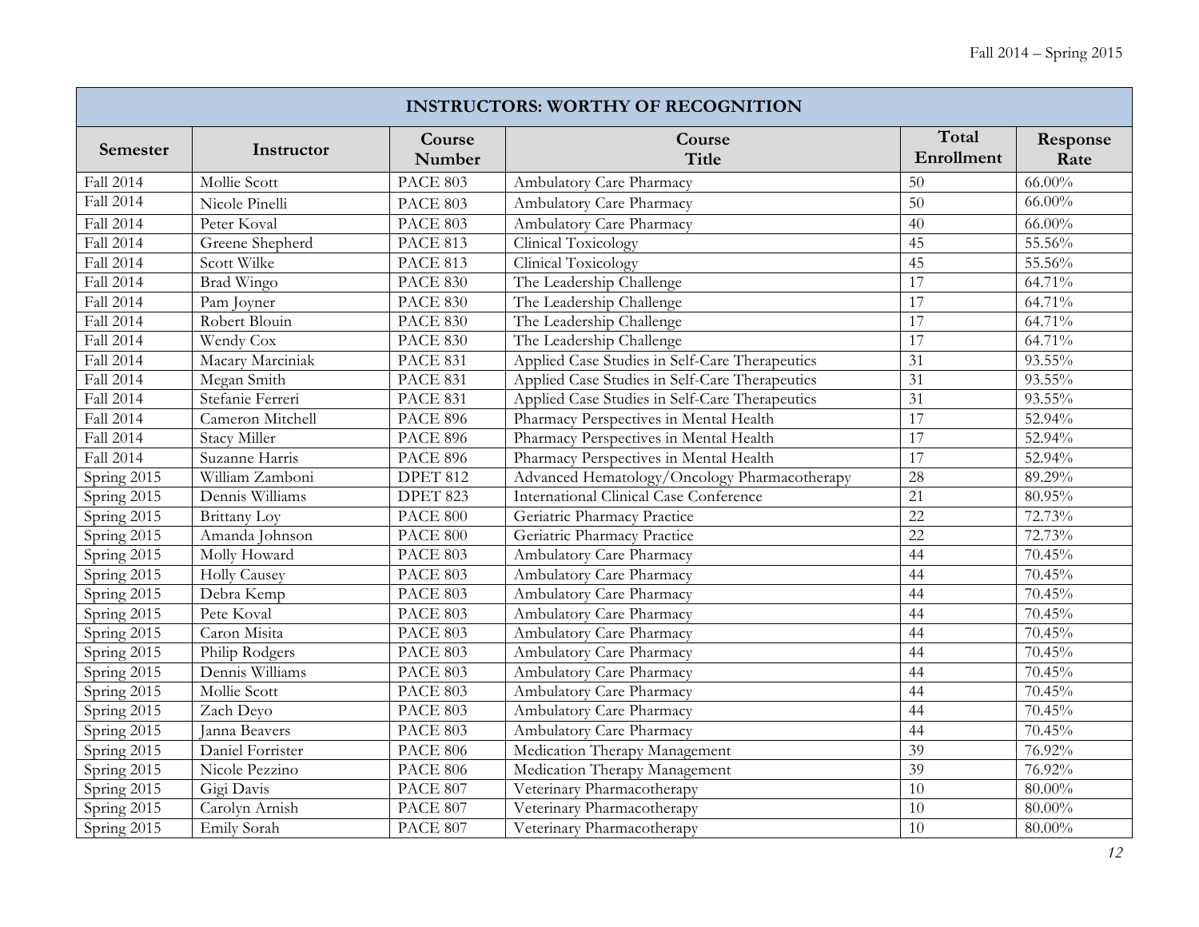| INSTRUCTORS: WORTHY OF RECOGNITION | | | | | |
|---|---|---|---|---|---|
| Semester | Instructor | Course Number | Course Title | Total Enrollment | Response Rate |
| Fall 2014 | Mollie Scott | PACE 803 | Ambulatory Care Pharmacy | 50 | 66.00% |
| Fall 2014 | Nicole Pinelli | PACE 803 | Ambulatory Care Pharmacy | 50 | 66.00% |
| Fall 2014 | Peter Koval | PACE 803 | Ambulatory Care Pharmacy | 40 | 66.00% |
| Fall 2014 | Greene Shepherd | PACE 813 | Clinical Toxicology | 45 | 55.56% |
| Fall 2014 | Scott Wilke | PACE 813 | Clinical Toxicology | 45 | 55.56% |
| Fall 2014 | Brad Wingo | PACE 830 | The Leadership Challenge | 17 | 64.71% |
| Fall 2014 | Pam Joyner | PACE 830 | The Leadership Challenge | 17 | 64.71% |
| Fall 2014 | Robert Blouin | PACE 830 | The Leadership Challenge | 17 | 64.71% |
| Fall 2014 | Wendy Cox | PACE 830 | The Leadership Challenge | 17 | 64.71% |
| Fall 2014 | Macary Marciniak | PACE 831 | Applied Case Studies in Self-Care Therapeutics | 31 | 93.55% |
| Fall 2014 | Megan Smith | PACE 831 | Applied Case Studies in Self-Care Therapeutics | 31 | 93.55% |
| Fall 2014 | Stefanie Ferreri | PACE 831 | Applied Case Studies in Self-Care Therapeutics | 31 | 93.55% |
| Fall 2014 | Cameron Mitchell | PACE 896 | Pharmacy Perspectives in Mental Health | 17 | 52.94% |
| Fall 2014 | Stacy Miller | PACE 896 | Pharmacy Perspectives in Mental Health | 17 | 52.94% |
| Fall 2014 | Suzanne Harris | PACE 896 | Pharmacy Perspectives in Mental Health | 17 | 52.94% |
| Spring 2015 | William Zamboni | DPET 812 | Advanced Hematology/Oncology Pharmacotherapy | 28 | 89.29% |
| Spring 2015 | Dennis Williams | DPET 823 | International Clinical Case Conference | 21 | 80.95% |
| Spring 2015 | Brittany Loy | PACE 800 | Geriatric Pharmacy Practice | 22 | 72.73% |
| Spring 2015 | Amanda Johnson | PACE 800 | Geriatric Pharmacy Practice | 22 | 72.73% |
| Spring 2015 | Molly Howard | PACE 803 | Ambulatory Care Pharmacy | 44 | 70.45% |
| Spring 2015 | Holly Causey | PACE 803 | Ambulatory Care Pharmacy | 44 | 70.45% |
| Spring 2015 | Debra Kemp | PACE 803 | Ambulatory Care Pharmacy | 44 | 70.45% |
| Spring 2015 | Pete Koval | PACE 803 | Ambulatory Care Pharmacy | 44 | 70.45% |
| Spring 2015 | Caron Misita | PACE 803 | Ambulatory Care Pharmacy | 44 | 70.45% |
| Spring 2015 | Philip Rodgers | PACE 803 | Ambulatory Care Pharmacy | 44 | 70.45% |
| Spring 2015 | Dennis Williams | PACE 803 | Ambulatory Care Pharmacy | 44 | 70.45% |
| Spring 2015 | Mollie Scott | PACE 803 | Ambulatory Care Pharmacy | 44 | 70.45% |
| Spring 2015 | Zach Deyo | PACE 803 | Ambulatory Care Pharmacy | 44 | 70.45% |
| Spring 2015 | Janna Beavers | PACE 803 | Ambulatory Care Pharmacy | 44 | 70.45% |
| Spring 2015 | Daniel Forrister | PACE 806 | Medication Therapy Management | 39 | 76.92% |
| Spring 2015 | Nicole Pezzino | PACE 806 | Medication Therapy Management | 39 | 76.92% |
| Spring 2015 | Gigi Davis | PACE 807 | Veterinary Pharmacotherapy | 10 | 80.00% |
| Spring 2015 | Carolyn Arnish | PACE 807 | Veterinary Pharmacotherapy | 10 | 80.00% |
| Spring 2015 | Emily Sorah | PACE 807 | Veterinary Pharmacotherapy | 10 | 80.00% |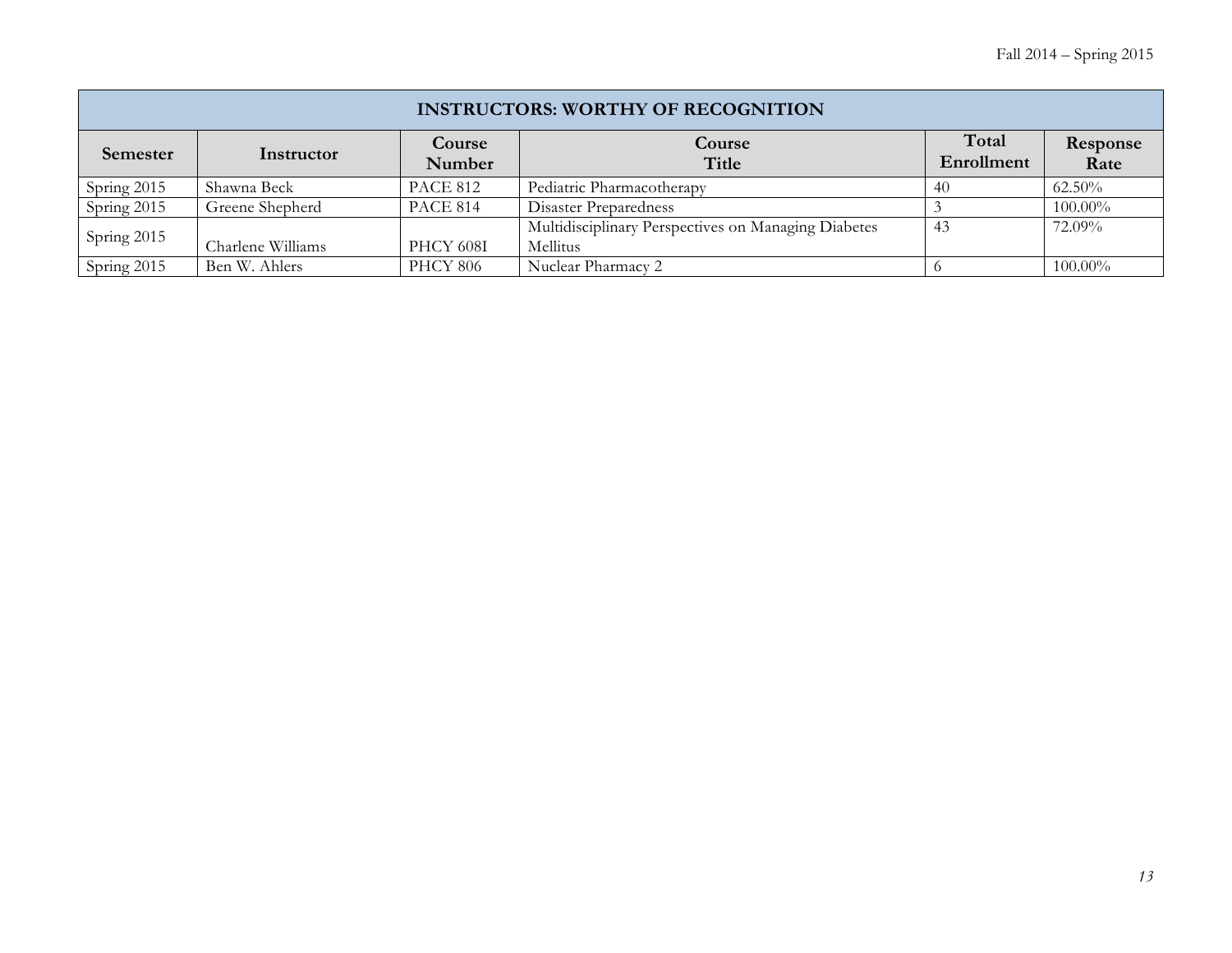| INSTRUCTORS: WORTHY OF RECOGNITION | | | | | |
|---|---|---|---|---|---|
| **Semester** | **Instructor** | **Course Number** | **Course Title** | **Total Enrollment** | **Response Rate** |
| Spring 2015 | Shawna Beck | PACE 812 | Pediatric Pharmacotherapy | 40 | 62.50% |
| Spring 2015 | Greene Shepherd | PACE 814 | Disaster Preparedness | 3 | 100.00% |
| Spring 2015 | Charlene Williams | PHCY 608I | Multidisciplinary Perspectives on Managing Diabetes Mellitus | 43 | 72.09% |
| Spring 2015 | Ben W. Ahlers | PHCY 806 | Nuclear Pharmacy 2 | 6 | 100.00% |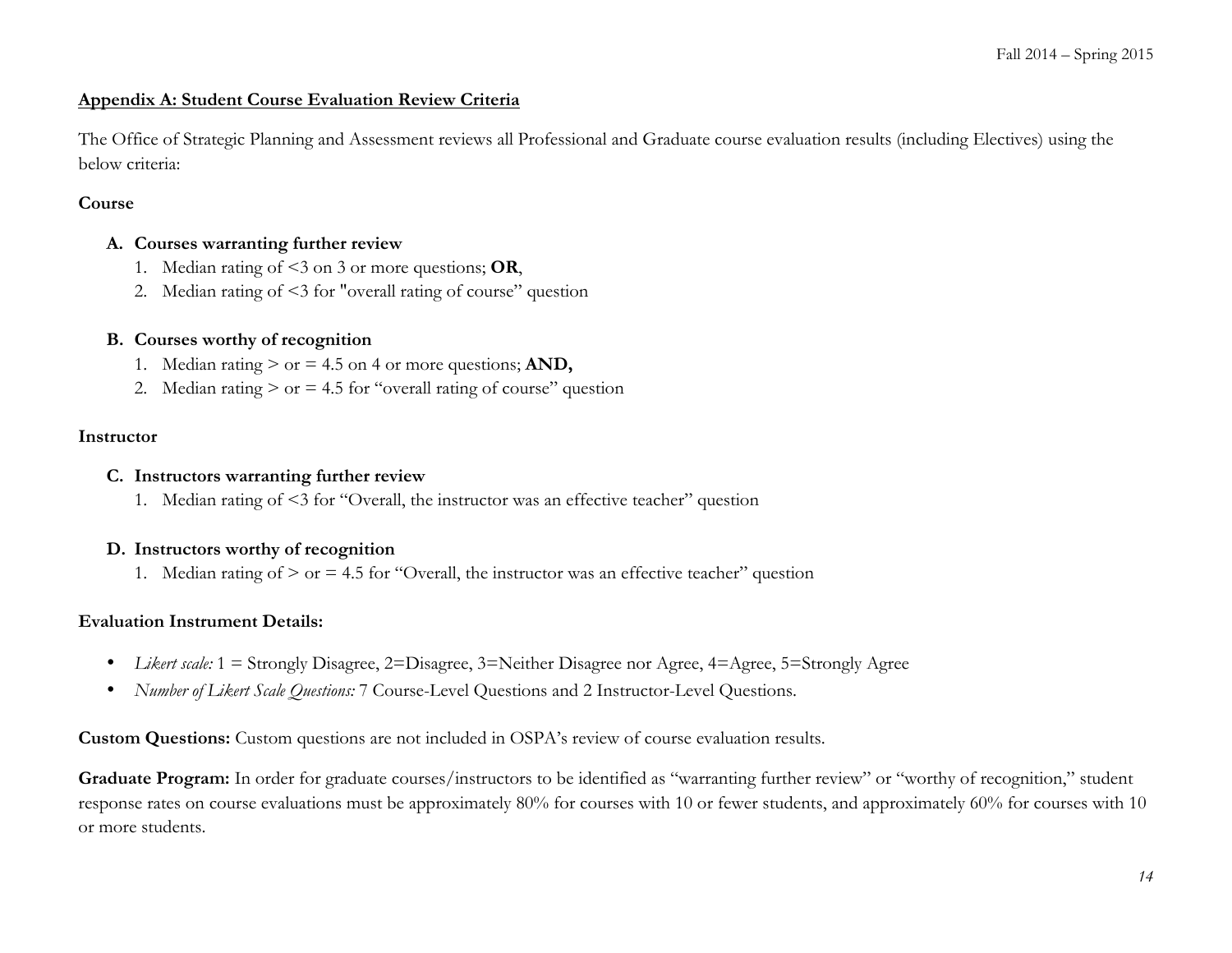## Appendix A: Student Course Evaluation Review Criteria

The Office of Strategic Planning and Assessment reviews all Professional and Graduate course evaluation results (including Electives) using the below criteria:

**Course**

**A. Courses warranting further review**

1. Median rating of <3 on 3 or more questions; **OR**,
2. Median rating of <3 for "overall rating of course" question

**B. Courses worthy of recognition**

1. Median rating > or = 4.5 on 4 or more questions; **AND,**
2. Median rating > or = 4.5 for "overall rating of course" question

**Instructor**

**C. Instructors warranting further review**

1. Median rating of <3 for "Overall, the instructor was an effective teacher" question

**D. Instructors worthy of recognition**

1. Median rating of > or = 4.5 for "Overall, the instructor was an effective teacher" question

**Evaluation Instrument Details:**

- *Likert scale:* 1 = Strongly Disagree, 2=Disagree, 3=Neither Disagree nor Agree, 4=Agree, 5=Strongly Agree
- *Number of Likert Scale Questions:* 7 Course-Level Questions and 2 Instructor-Level Questions.

**Custom Questions:** Custom questions are not included in OSPA's review of course evaluation results.

**Graduate Program:** In order for graduate courses/instructors to be identified as "warranting further review" or "worthy of recognition," student response rates on course evaluations must be approximately 80% for courses with 10 or fewer students, and approximately 60% for courses with 10 or more students.